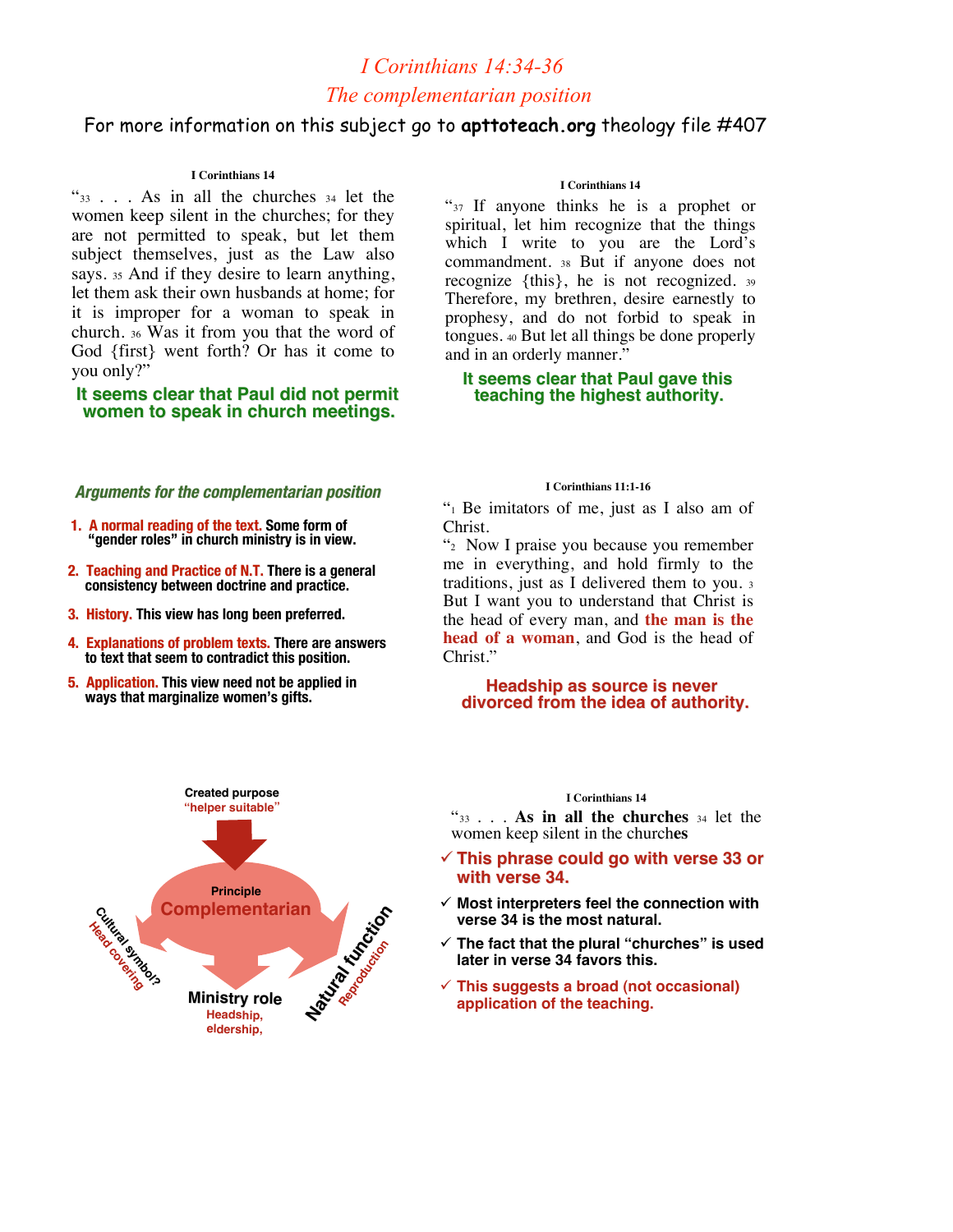# *I Corinthians 14:34-36*

## *The complementarian position*

For more information on this subject go to **apttoteach.org** theology file #407

**I Corinthians 14**

"33 . . . As in all the churches 34 let the women keep silent in the churches; for they are not permitted to speak, but let them subject themselves, just as the Law also says. 35 And if they desire to learn anything, let them ask their own husbands at home; for it is improper for a woman to speak in church. 36 Was it from you that the word of God {first} went forth? Or has it come to you only?"

**It seems clear that Paul did not permit women to speak in church meetings.**

**I Corinthians 14**

"37 If anyone thinks he is a prophet or spiritual, let him recognize that the things which I write to you are the Lord's commandment. 38 But if anyone does not recognize {this}, he is not recognized. 39 Therefore, my brethren, desire earnestly to prophesy, and do not forbid to speak in tongues. 40 But let all things be done properly and in an orderly manner."

**It seems clear that Paul gave this teaching the highest authority.**

### *Arguments for the complementarian position*

1. **A normal reading of the text.** Some form of "gender roles" in church ministry is in view.
2. **Teaching and Practice of N.T.** There is a general consistency between doctrine and practice.
3. **History.** This view has long been preferred.
4. **Explanations of problem texts.** There are answers to text that seem to contradict this position.
5. **Application.** This view need not be applied in ways that marginalize women's gifts.

**I Corinthians 11:1-16**

"1 Be imitators of me, just as I also am of Christ.

"2 Now I praise you because you remember me in everything, and hold firmly to the traditions, just as I delivered them to you. 3 But I want you to understand that Christ is the head of every man, and **the man is the head of a woman**, and God is the head of Christ."

**Headship as source is never divorced from the idea of authority.**

Created purpose
"helper suitable"

Principle
Complementarian

Cultural symbol?
Head covering

Ministry role
Headship, eldership,

Natural function
Reproduction

**I Corinthians 14**

"33 . . . **As in all the churches** 34 let the women keep silent in the church**es**

- ✓ **This phrase could go with verse 33 or with verse 34.**
- ✓ **Most interpreters feel the connection with verse 34 is the most natural.**
- ✓ **The fact that the plural "churches" is used later in verse 34 favors this.**
- ✓ **This suggests a broad (not occasional) application of the teaching.**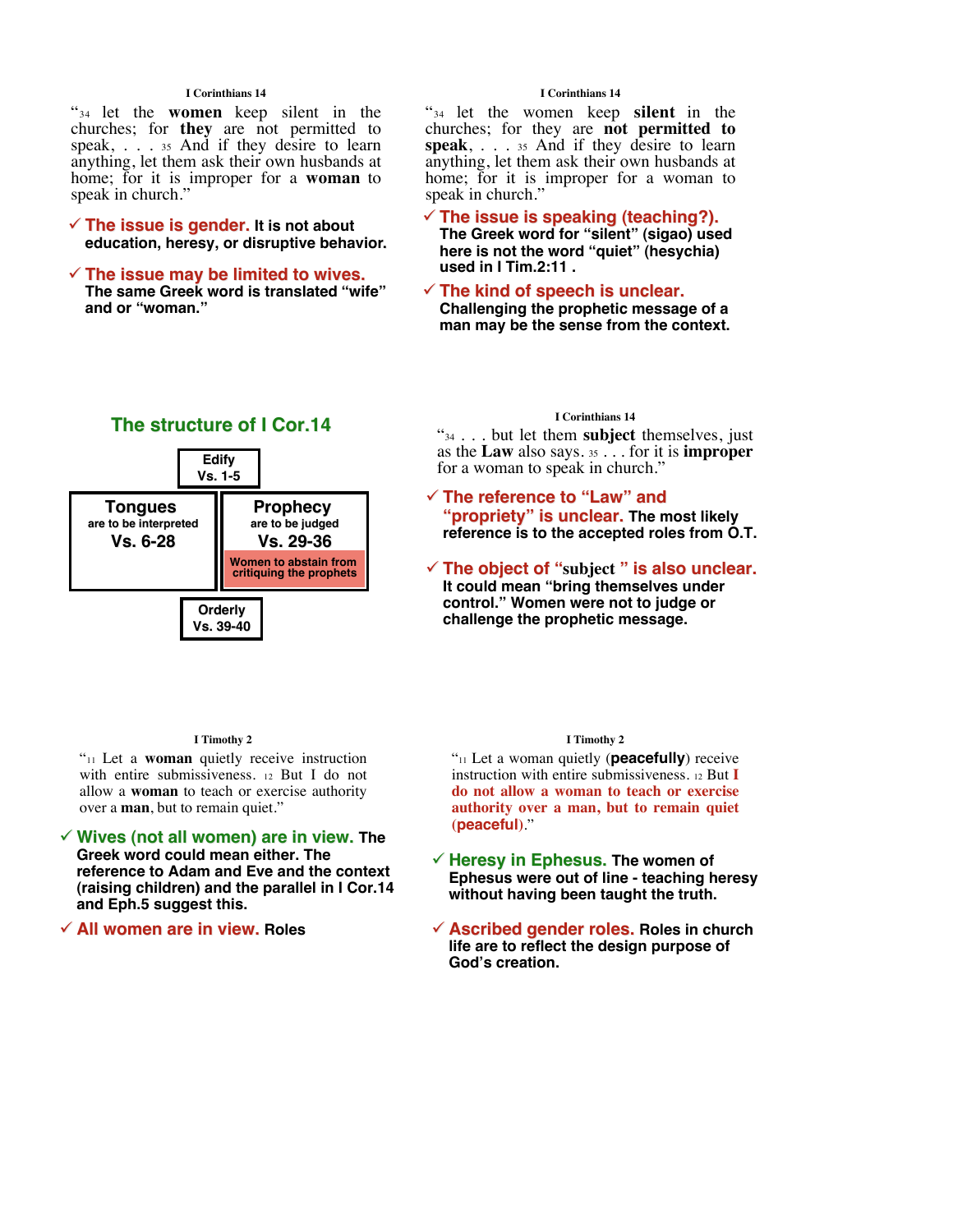#### I Corinthians 14

"[34] let the **women** keep silent in the churches; for **they** are not permitted to speak, . . . [35] And if they desire to learn anything, let them ask their own husbands at home; for it is improper for a **woman** to speak in church."

✓ **The issue is gender.** It is not about education, heresy, or disruptive behavior.

✓ **The issue may be limited to wives.** The same Greek word is translated "wife" and or "woman."

#### I Corinthians 14

"[34] let the women keep **silent** in the churches; for they are **not permitted to speak**, . . . [35] And if they desire to learn anything, let them ask their own husbands at home; for it is improper for a woman to speak in church."

✓ **The issue is speaking (teaching?).** The Greek word for "silent" (sigao) used here is not the word "quiet" (hesychia) used in I Tim.2:11 .

✓ **The kind of speech is unclear.** Challenging the prophetic message of a man may be the sense from the context.

## The structure of I Cor.14

| | | |
|---|---|---|
| | **Edify** Vs. 1-5 | |
| **Tongues** are to be interpreted Vs. 6-28 | | **Prophecy** are to be judged Vs. 29-36 — Women to abstain from critiquing the prophets |
| | **Orderly** Vs. 39-40 | |

#### I Corinthians 14

"[34] . . . but let them **subject** themselves, just as the **Law** also says. [35] . . . for it is **improper** for a woman to speak in church."

✓ **The reference to "Law" and "propriety" is unclear.** The most likely reference is to the accepted roles from O.T.

✓ **The object of "subject" is also unclear.** It could mean "bring themselves under control." Women were not to judge or challenge the prophetic message.

#### I Timothy 2

"[11] Let a **woman** quietly receive instruction with entire submissiveness. [12] But I do not allow a **woman** to teach or exercise authority over a **man**, but to remain quiet."

✓ **Wives (not all women) are in view.** The Greek word could mean either. The reference to Adam and Eve and the context (raising children) and the parallel in I Cor.14 and Eph.5 suggest this.

✓ **All women are in view.** Roles

#### I Timothy 2

"[11] Let a woman quietly (**peacefully**) receive instruction with entire submissiveness. [12] But **I do not allow a woman to teach or exercise authority over a man, but to remain quiet (peaceful)**."

✓ **Heresy in Ephesus.** The women of Ephesus were out of line - teaching heresy without having been taught the truth.

✓ **Ascribed gender roles.** Roles in church life are to reflect the design purpose of God's creation.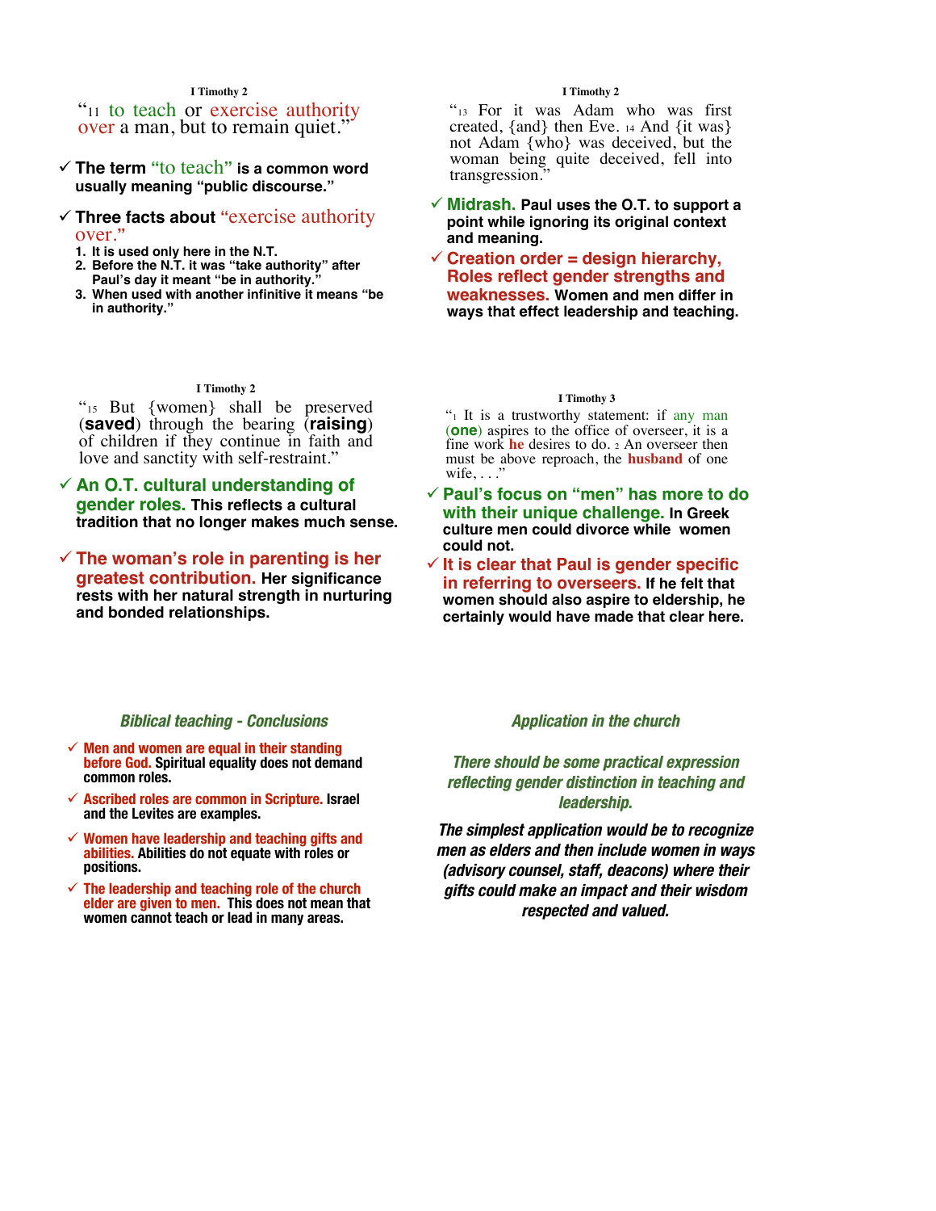### I Timothy 2

"11 to teach or exercise authority over a man, but to remain quiet."

- ✓ **The term "to teach" is a common word usually meaning "public discourse."**
- ✓ **Three facts about "exercise authority over."**
  1. **It is used only here in the N.T.**
  2. **Before the N.T. it was "take authority" after Paul's day it meant "be in authority."**
  3. **When used with another infinitive it means "be in authority."**

### I Timothy 2

"13 For it was Adam who was first created, {and} then Eve. 14 And {it was} not Adam {who} was deceived, but the woman being quite deceived, fell into transgression."

- ✓ **Midrash. Paul uses the O.T. to support a point while ignoring its original context and meaning.**
- ✓ **Creation order = design hierarchy, Roles reflect gender strengths and weaknesses. Women and men differ in ways that effect leadership and teaching.**

### I Timothy 2

"15 But {women} shall be preserved (**saved**) through the bearing (**raising**) of children if they continue in faith and love and sanctity with self-restraint."

- ✓ **An O.T. cultural understanding of gender roles. This reflects a cultural tradition that no longer makes much sense.**
- ✓ **The woman's role in parenting is her greatest contribution. Her significance rests with her natural strength in nurturing and bonded relationships.**

### I Timothy 3

"1 It is a trustworthy statement: if any man (**one**) aspires to the office of overseer, it is a fine work **he** desires to do. 2 An overseer then must be above reproach, the **husband** of one wife, . . ."

- ✓ **Paul's focus on "men" has more to do with their unique challenge. In Greek culture men could divorce while women could not.**
- ✓ **It is clear that Paul is gender specific in referring to overseers. If he felt that women should also aspire to eldership, he certainly would have made that clear here.**

### *Biblical teaching - Conclusions*

- ✓ **Men and women are equal in their standing before God. Spiritual equality does not demand common roles.**
- ✓ **Ascribed roles are common in Scripture. Israel and the Levites are examples.**
- ✓ **Women have leadership and teaching gifts and abilities. Abilities do not equate with roles or positions.**
- ✓ **The leadership and teaching role of the church elder are given to men. This does not mean that women cannot teach or lead in many areas.**

### *Application in the church*

***There should be some practical expression reflecting gender distinction in teaching and leadership.***

***The simplest application would be to recognize men as elders and then include women in ways (advisory counsel, staff, deacons) where their gifts could make an impact and their wisdom respected and valued.***